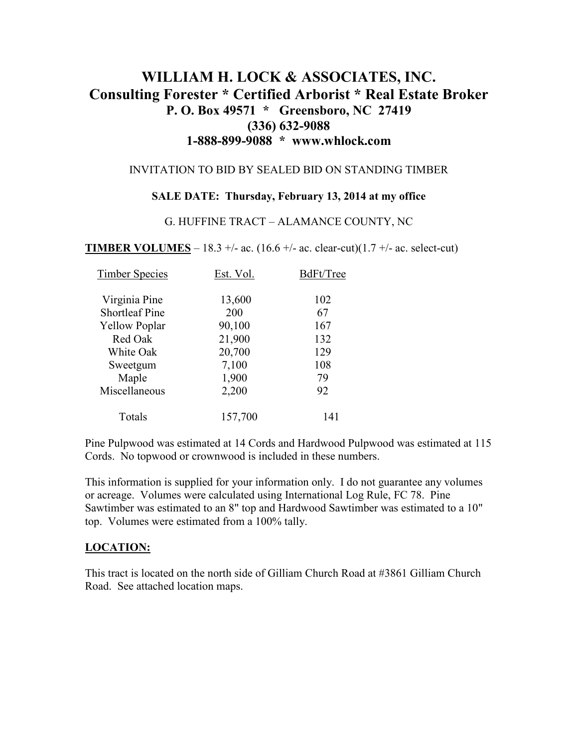# WILLIAM H. LOCK & ASSOCIATES, INC.

## Consulting Forester * Certified Arborist * Real Estate Broker

**P. O. Box 49571 * Greensboro, NC 27419**

**(336) 632-9088**

**1-888-899-9088 * www.whlock.com**

INVITATION TO BID BY SEALED BID ON STANDING TIMBER

**SALE DATE: Thursday, February 13, 2014 at my office**

G. HUFFINE TRACT – ALAMANCE COUNTY, NC

**TIMBER VOLUMES** – 18.3 +/- ac. (16.6 +/- ac. clear-cut)(1.7 +/- ac. select-cut)

| Timber Species | Est. Vol. | BdFt/Tree |
|---|---|---|
| Virginia Pine | 13,600 | 102 |
| Shortleaf Pine | 200 | 67 |
| Yellow Poplar | 90,100 | 167 |
| Red Oak | 21,900 | 132 |
| White Oak | 20,700 | 129 |
| Sweetgum | 7,100 | 108 |
| Maple | 1,900 | 79 |
| Miscellaneous | 2,200 | 92 |
| Totals | 157,700 | 141 |

Pine Pulpwood was estimated at 14 Cords and Hardwood Pulpwood was estimated at 115 Cords. No topwood or crownwood is included in these numbers.

This information is supplied for your information only. I do not guarantee any volumes or acreage. Volumes were calculated using International Log Rule, FC 78. Pine Sawtimber was estimated to an 8" top and Hardwood Sawtimber was estimated to a 10" top. Volumes were estimated from a 100% tally.

**LOCATION:**

This tract is located on the north side of Gilliam Church Road at #3861 Gilliam Church Road. See attached location maps.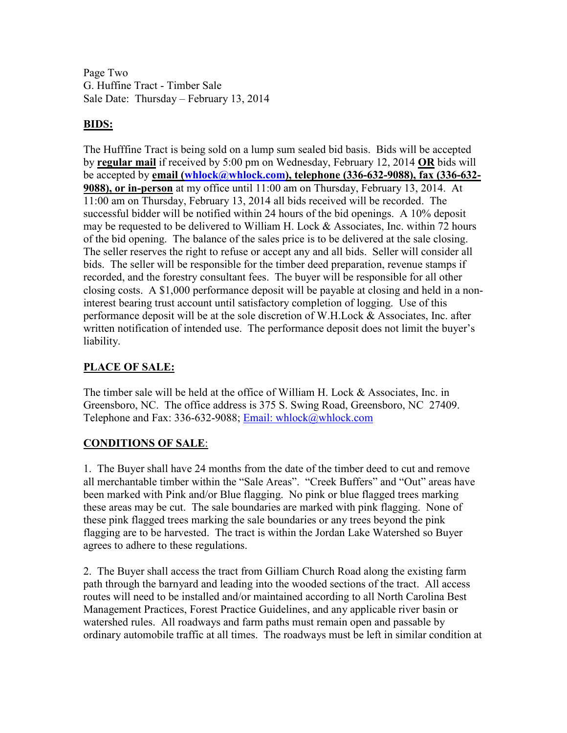Page Two
G. Huffine Tract - Timber Sale
Sale Date: Thursday – February 13, 2014

## BIDS:

The Hufffine Tract is being sold on a lump sum sealed bid basis. Bids will be accepted by **regular mail** if received by 5:00 pm on Wednesday, February 12, 2014 **OR** bids will be accepted by **email (whlock@whlock.com), telephone (336-632-9088), fax (336-632-9088), or in-person** at my office until 11:00 am on Thursday, February 13, 2014. At 11:00 am on Thursday, February 13, 2014 all bids received will be recorded. The successful bidder will be notified within 24 hours of the bid openings. A 10% deposit may be requested to be delivered to William H. Lock & Associates, Inc. within 72 hours of the bid opening. The balance of the sales price is to be delivered at the sale closing. The seller reserves the right to refuse or accept any and all bids. Seller will consider all bids. The seller will be responsible for the timber deed preparation, revenue stamps if recorded, and the forestry consultant fees. The buyer will be responsible for all other closing costs. A $1,000 performance deposit will be payable at closing and held in a non-interest bearing trust account until satisfactory completion of logging. Use of this performance deposit will be at the sole discretion of W.H.Lock & Associates, Inc. after written notification of intended use. The performance deposit does not limit the buyer's liability.

## PLACE OF SALE:

The timber sale will be held at the office of William H. Lock & Associates, Inc. in Greensboro, NC. The office address is 375 S. Swing Road, Greensboro, NC 27409. Telephone and Fax: 336-632-9088; Email: whlock@whlock.com

## CONDITIONS OF SALE:

1. The Buyer shall have 24 months from the date of the timber deed to cut and remove all merchantable timber within the "Sale Areas". "Creek Buffers" and "Out" areas have been marked with Pink and/or Blue flagging. No pink or blue flagged trees marking these areas may be cut. The sale boundaries are marked with pink flagging. None of these pink flagged trees marking the sale boundaries or any trees beyond the pink flagging are to be harvested. The tract is within the Jordan Lake Watershed so Buyer agrees to adhere to these regulations.

2. The Buyer shall access the tract from Gilliam Church Road along the existing farm path through the barnyard and leading into the wooded sections of the tract. All access routes will need to be installed and/or maintained according to all North Carolina Best Management Practices, Forest Practice Guidelines, and any applicable river basin or watershed rules. All roadways and farm paths must remain open and passable by ordinary automobile traffic at all times. The roadways must be left in similar condition at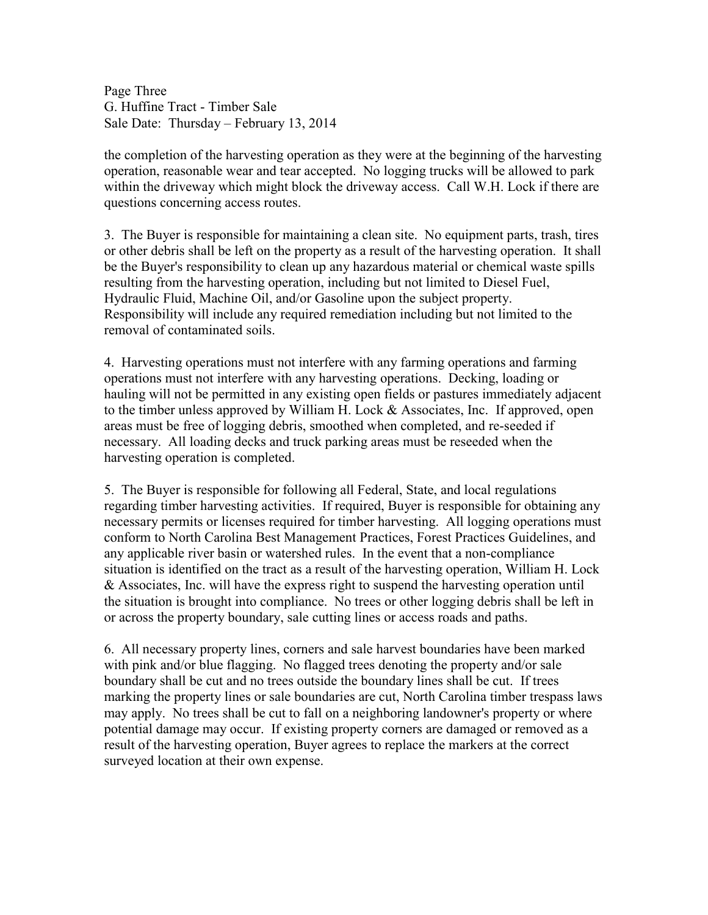the completion of the harvesting operation as they were at the beginning of the harvesting operation, reasonable wear and tear accepted. No logging trucks will be allowed to park within the driveway which might block the driveway access. Call W.H. Lock if there are questions concerning access routes.

3. The Buyer is responsible for maintaining a clean site. No equipment parts, trash, tires or other debris shall be left on the property as a result of the harvesting operation. It shall be the Buyer's responsibility to clean up any hazardous material or chemical waste spills resulting from the harvesting operation, including but not limited to Diesel Fuel, Hydraulic Fluid, Machine Oil, and/or Gasoline upon the subject property. Responsibility will include any required remediation including but not limited to the removal of contaminated soils.

4. Harvesting operations must not interfere with any farming operations and farming operations must not interfere with any harvesting operations. Decking, loading or hauling will not be permitted in any existing open fields or pastures immediately adjacent to the timber unless approved by William H. Lock & Associates, Inc. If approved, open areas must be free of logging debris, smoothed when completed, and re-seeded if necessary. All loading decks and truck parking areas must be reseeded when the harvesting operation is completed.

5. The Buyer is responsible for following all Federal, State, and local regulations regarding timber harvesting activities. If required, Buyer is responsible for obtaining any necessary permits or licenses required for timber harvesting. All logging operations must conform to North Carolina Best Management Practices, Forest Practices Guidelines, and any applicable river basin or watershed rules. In the event that a non-compliance situation is identified on the tract as a result of the harvesting operation, William H. Lock & Associates, Inc. will have the express right to suspend the harvesting operation until the situation is brought into compliance. No trees or other logging debris shall be left in or across the property boundary, sale cutting lines or access roads and paths.

6. All necessary property lines, corners and sale harvest boundaries have been marked with pink and/or blue flagging. No flagged trees denoting the property and/or sale boundary shall be cut and no trees outside the boundary lines shall be cut. If trees marking the property lines or sale boundaries are cut, North Carolina timber trespass laws may apply. No trees shall be cut to fall on a neighboring landowner's property or where potential damage may occur. If existing property corners are damaged or removed as a result of the harvesting operation, Buyer agrees to replace the markers at the correct surveyed location at their own expense.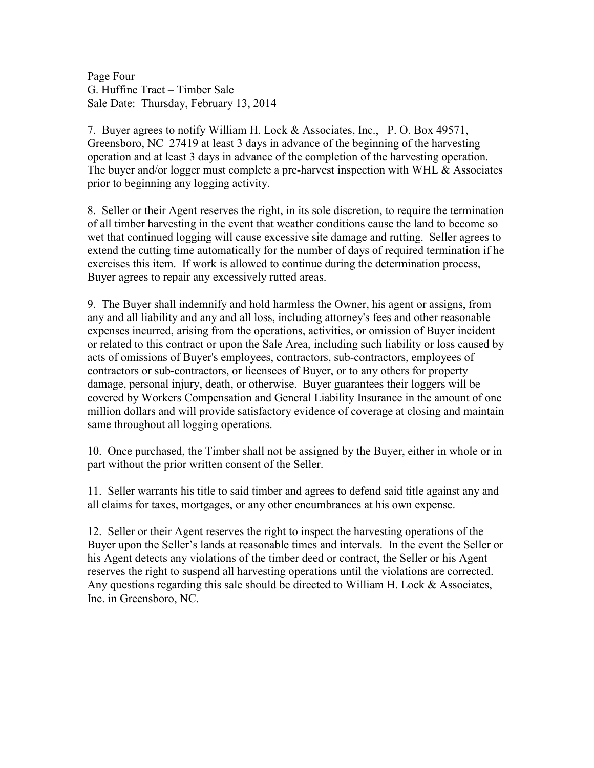7. Buyer agrees to notify William H. Lock & Associates, Inc., P. O. Box 49571, Greensboro, NC 27419 at least 3 days in advance of the beginning of the harvesting operation and at least 3 days in advance of the completion of the harvesting operation. The buyer and/or logger must complete a pre-harvest inspection with WHL & Associates prior to beginning any logging activity.

8. Seller or their Agent reserves the right, in its sole discretion, to require the termination of all timber harvesting in the event that weather conditions cause the land to become so wet that continued logging will cause excessive site damage and rutting. Seller agrees to extend the cutting time automatically for the number of days of required termination if he exercises this item. If work is allowed to continue during the determination process, Buyer agrees to repair any excessively rutted areas.

9. The Buyer shall indemnify and hold harmless the Owner, his agent or assigns, from any and all liability and any and all loss, including attorney's fees and other reasonable expenses incurred, arising from the operations, activities, or omission of Buyer incident or related to this contract or upon the Sale Area, including such liability or loss caused by acts of omissions of Buyer's employees, contractors, sub-contractors, employees of contractors or sub-contractors, or licensees of Buyer, or to any others for property damage, personal injury, death, or otherwise. Buyer guarantees their loggers will be covered by Workers Compensation and General Liability Insurance in the amount of one million dollars and will provide satisfactory evidence of coverage at closing and maintain same throughout all logging operations.

10. Once purchased, the Timber shall not be assigned by the Buyer, either in whole or in part without the prior written consent of the Seller.

11. Seller warrants his title to said timber and agrees to defend said title against any and all claims for taxes, mortgages, or any other encumbrances at his own expense.

12. Seller or their Agent reserves the right to inspect the harvesting operations of the Buyer upon the Seller's lands at reasonable times and intervals. In the event the Seller or his Agent detects any violations of the timber deed or contract, the Seller or his Agent reserves the right to suspend all harvesting operations until the violations are corrected. Any questions regarding this sale should be directed to William H. Lock & Associates, Inc. in Greensboro, NC.